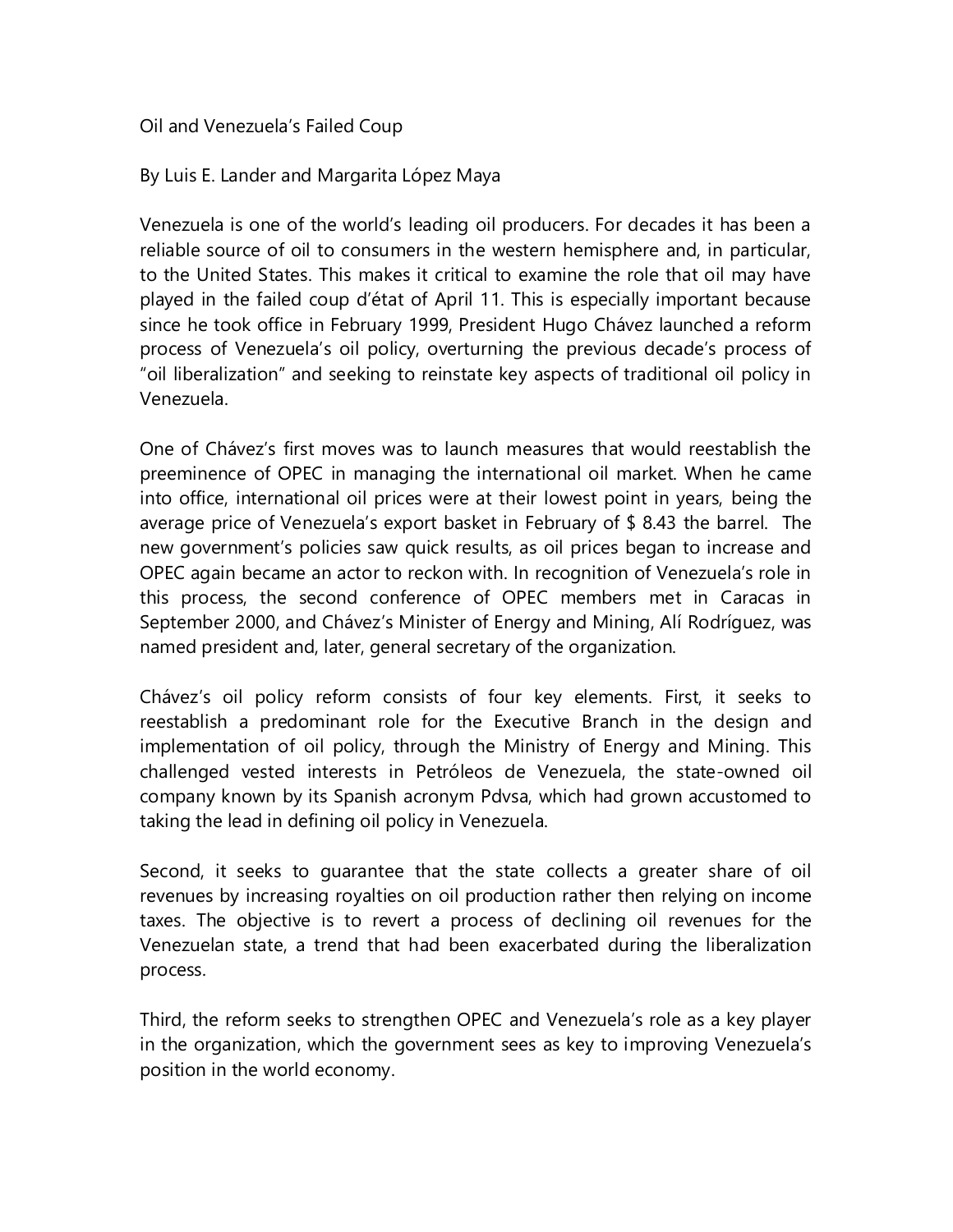# Oil and Venezuela's Failed Coup

By Luis E. Lander and Margarita López Maya

Venezuela is one of the world's leading oil producers. For decades it has been a reliable source of oil to consumers in the western hemisphere and, in particular, to the United States. This makes it critical to examine the role that oil may have played in the failed coup d'état of April 11. This is especially important because since he took office in February 1999, President Hugo Chávez launched a reform process of Venezuela's oil policy, overturning the previous decade's process of "oil liberalization" and seeking to reinstate key aspects of traditional oil policy in Venezuela.

One of Chávez's first moves was to launch measures that would reestablish the preeminence of OPEC in managing the international oil market. When he came into office, international oil prices were at their lowest point in years, being the average price of Venezuela's export basket in February of $ 8.43 the barrel. The new government's policies saw quick results, as oil prices began to increase and OPEC again became an actor to reckon with. In recognition of Venezuela's role in this process, the second conference of OPEC members met in Caracas in September 2000, and Chávez's Minister of Energy and Mining, Alí Rodríguez, was named president and, later, general secretary of the organization.

Chávez's oil policy reform consists of four key elements. First, it seeks to reestablish a predominant role for the Executive Branch in the design and implementation of oil policy, through the Ministry of Energy and Mining. This challenged vested interests in Petróleos de Venezuela, the state-owned oil company known by its Spanish acronym Pdvsa, which had grown accustomed to taking the lead in defining oil policy in Venezuela.

Second, it seeks to guarantee that the state collects a greater share of oil revenues by increasing royalties on oil production rather then relying on income taxes. The objective is to revert a process of declining oil revenues for the Venezuelan state, a trend that had been exacerbated during the liberalization process.

Third, the reform seeks to strengthen OPEC and Venezuela's role as a key player in the organization, which the government sees as key to improving Venezuela's position in the world economy.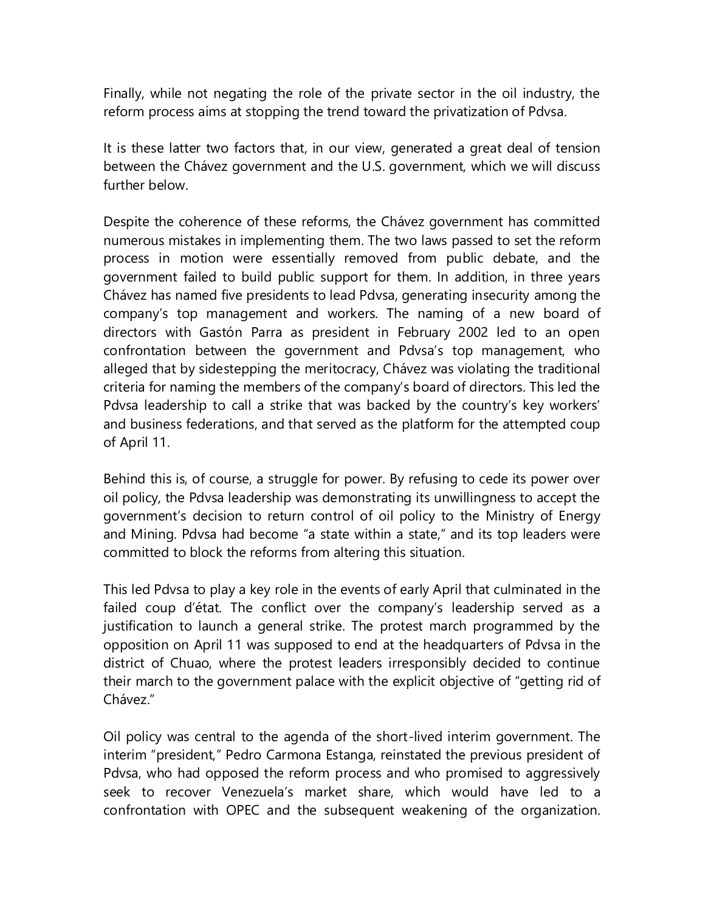Finally, while not negating the role of the private sector in the oil industry, the reform process aims at stopping the trend toward the privatization of Pdvsa.

It is these latter two factors that, in our view, generated a great deal of tension between the Chávez government and the U.S. government, which we will discuss further below.

Despite the coherence of these reforms, the Chávez government has committed numerous mistakes in implementing them. The two laws passed to set the reform process in motion were essentially removed from public debate, and the government failed to build public support for them. In addition, in three years Chávez has named five presidents to lead Pdvsa, generating insecurity among the company's top management and workers. The naming of a new board of directors with Gastón Parra as president in February 2002 led to an open confrontation between the government and Pdvsa's top management, who alleged that by sidestepping the meritocracy, Chávez was violating the traditional criteria for naming the members of the company's board of directors. This led the Pdvsa leadership to call a strike that was backed by the country's key workers' and business federations, and that served as the platform for the attempted coup of April 11.

Behind this is, of course, a struggle for power. By refusing to cede its power over oil policy, the Pdvsa leadership was demonstrating its unwillingness to accept the government's decision to return control of oil policy to the Ministry of Energy and Mining. Pdvsa had become "a state within a state," and its top leaders were committed to block the reforms from altering this situation.

This led Pdvsa to play a key role in the events of early April that culminated in the failed coup d'état. The conflict over the company's leadership served as a justification to launch a general strike. The protest march programmed by the opposition on April 11 was supposed to end at the headquarters of Pdvsa in the district of Chuao, where the protest leaders irresponsibly decided to continue their march to the government palace with the explicit objective of "getting rid of Chávez."

Oil policy was central to the agenda of the short-lived interim government. The interim "president," Pedro Carmona Estanga, reinstated the previous president of Pdvsa, who had opposed the reform process and who promised to aggressively seek to recover Venezuela's market share, which would have led to a confrontation with OPEC and the subsequent weakening of the organization.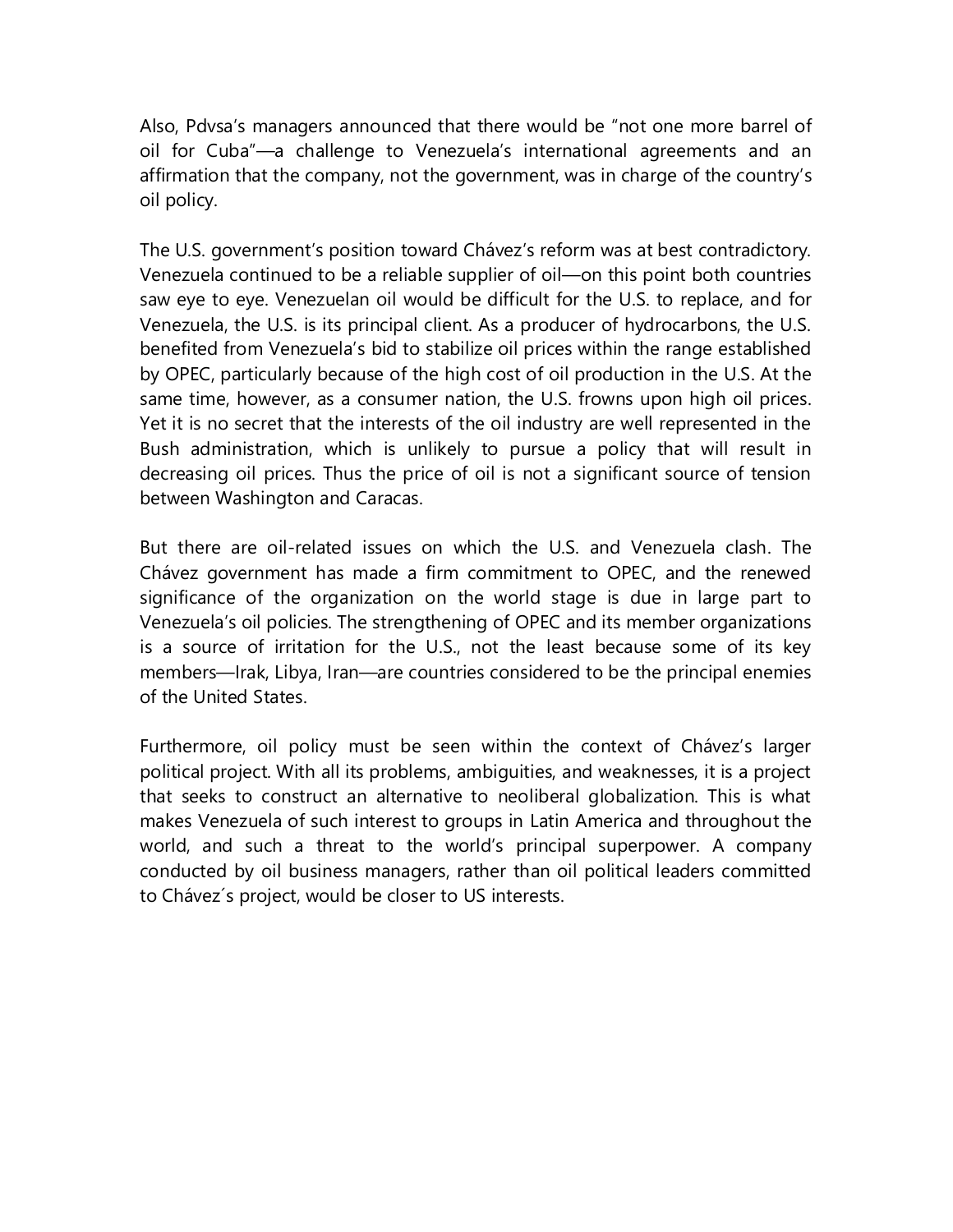Also, Pdvsa's managers announced that there would be "not one more barrel of oil for Cuba"—a challenge to Venezuela's international agreements and an affirmation that the company, not the government, was in charge of the country's oil policy.

The U.S. government's position toward Chávez's reform was at best contradictory. Venezuela continued to be a reliable supplier of oil—on this point both countries saw eye to eye. Venezuelan oil would be difficult for the U.S. to replace, and for Venezuela, the U.S. is its principal client. As a producer of hydrocarbons, the U.S. benefited from Venezuela's bid to stabilize oil prices within the range established by OPEC, particularly because of the high cost of oil production in the U.S. At the same time, however, as a consumer nation, the U.S. frowns upon high oil prices. Yet it is no secret that the interests of the oil industry are well represented in the Bush administration, which is unlikely to pursue a policy that will result in decreasing oil prices. Thus the price of oil is not a significant source of tension between Washington and Caracas.

But there are oil-related issues on which the U.S. and Venezuela clash. The Chávez government has made a firm commitment to OPEC, and the renewed significance of the organization on the world stage is due in large part to Venezuela's oil policies. The strengthening of OPEC and its member organizations is a source of irritation for the U.S., not the least because some of its key members—Irak, Libya, Iran—are countries considered to be the principal enemies of the United States.

Furthermore, oil policy must be seen within the context of Chávez's larger political project. With all its problems, ambiguities, and weaknesses, it is a project that seeks to construct an alternative to neoliberal globalization. This is what makes Venezuela of such interest to groups in Latin America and throughout the world, and such a threat to the world's principal superpower. A company conducted by oil business managers, rather than oil political leaders committed to Chávez´s project, would be closer to US interests.